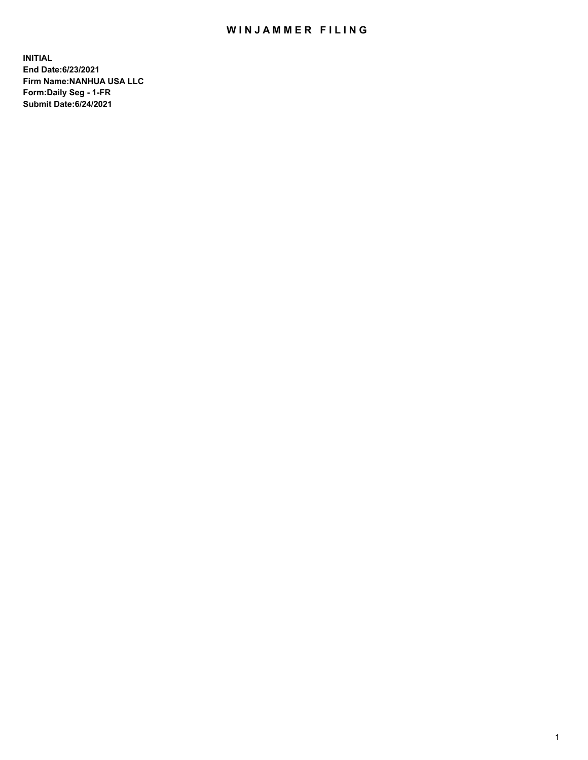# WINJAMMER FILING

**INITIAL**
**End Date:6/23/2021**
**Firm Name:NANHUA USA LLC**
**Form:Daily Seg - 1-FR**
**Submit Date:6/24/2021**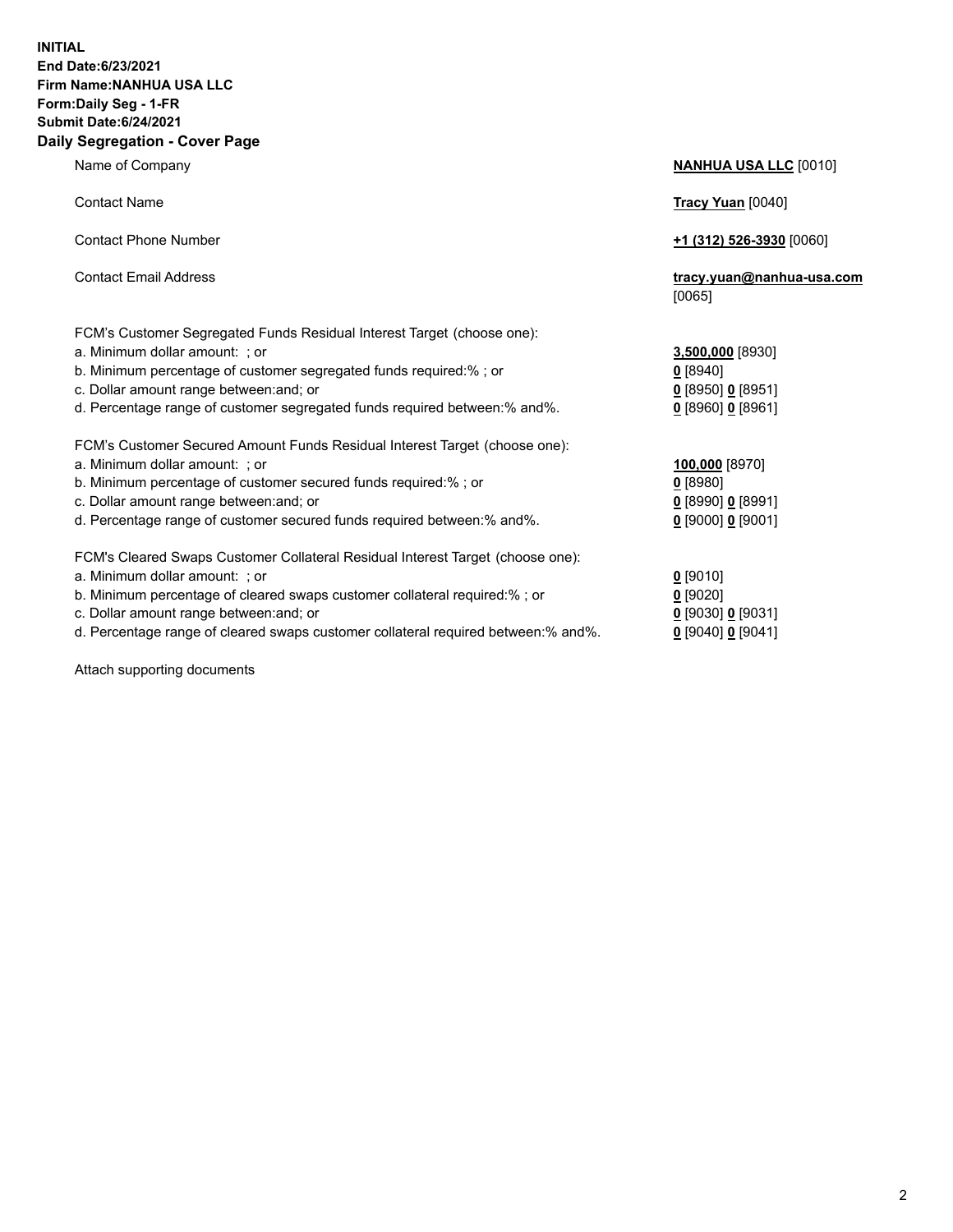**INITIAL**
**End Date:6/23/2021**
**Firm Name:NANHUA USA LLC**
**Form:Daily Seg - 1-FR**
**Submit Date:6/24/2021**

## Daily Segregation - Cover Page

| | |
|---|---|
| Name of Company | **NANHUA USA LLC** [0010] |
| Contact Name | **Tracy Yuan** [0040] |
| Contact Phone Number | **+1 (312) 526-3930** [0060] |
| Contact Email Address | **tracy.yuan@nanhua-usa.com** [0065] |

FCM's Customer Segregated Funds Residual Interest Target (choose one):

| | |
|---|---|
| a. Minimum dollar amount: ; or | **3,500,000** [8930] |
| b. Minimum percentage of customer segregated funds required:% ; or | **0** [8940] |
| c. Dollar amount range between:and; or | **0** [8950] **0** [8951] |
| d. Percentage range of customer segregated funds required between:% and%. | **0** [8960] **0** [8961] |

FCM's Customer Secured Amount Funds Residual Interest Target (choose one):

| | |
|---|---|
| a. Minimum dollar amount: ; or | **100,000** [8970] |
| b. Minimum percentage of customer secured funds required:% ; or | **0** [8980] |
| c. Dollar amount range between:and; or | **0** [8990] **0** [8991] |
| d. Percentage range of customer secured funds required between:% and%. | **0** [9000] **0** [9001] |

FCM's Cleared Swaps Customer Collateral Residual Interest Target (choose one):

| | |
|---|---|
| a. Minimum dollar amount: ; or | **0** [9010] |
| b. Minimum percentage of cleared swaps customer collateral required:% ; or | **0** [9020] |
| c. Dollar amount range between:and; or | **0** [9030] **0** [9031] |
| d. Percentage range of cleared swaps customer collateral required between:% and%. | **0** [9040] **0** [9041] |

Attach supporting documents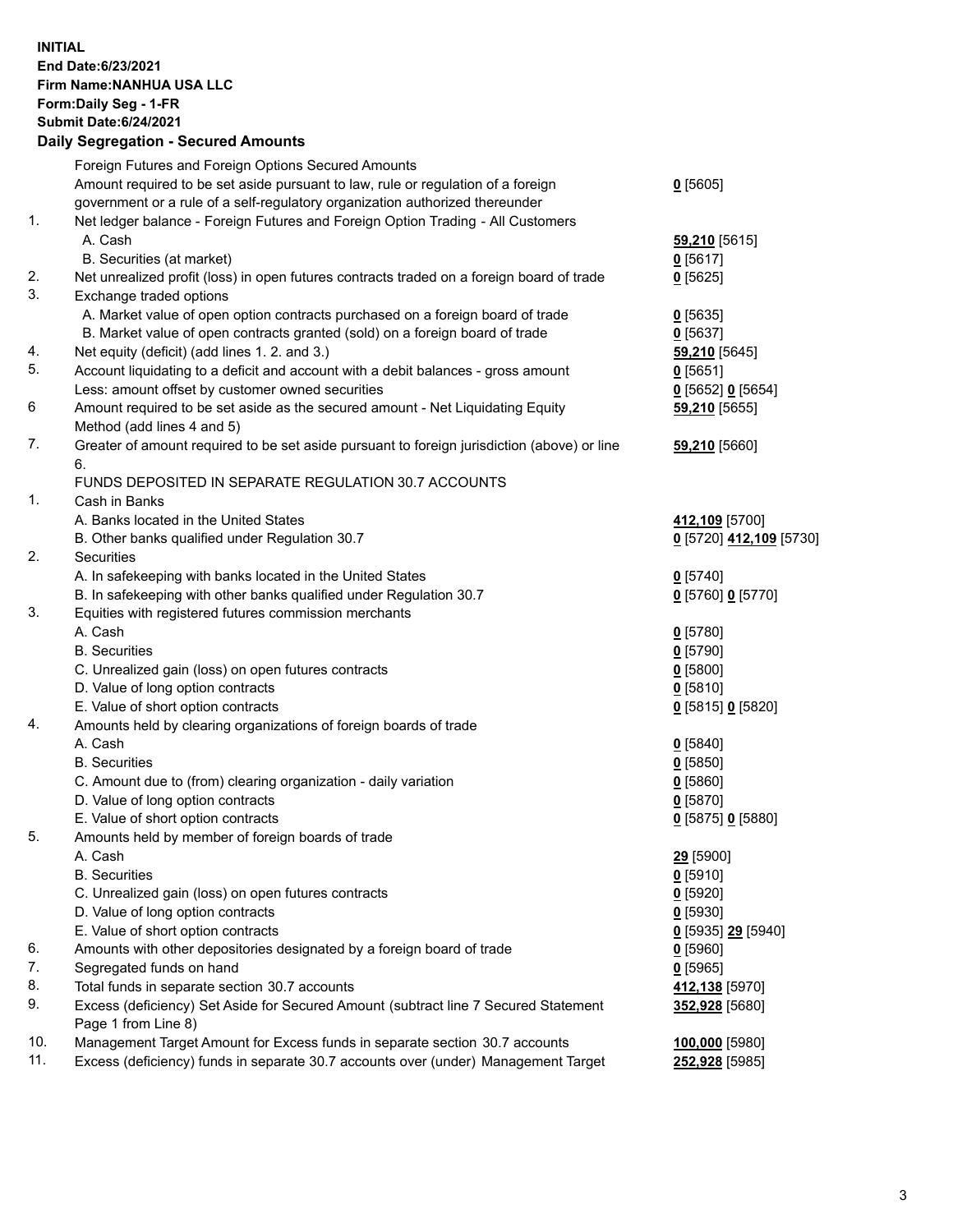**INITIAL**
**End Date:6/23/2021**
**Firm Name:NANHUA USA LLC**
**Form:Daily Seg - 1-FR**
**Submit Date:6/24/2021**

**Daily Segregation - Secured Amounts**

| | | |
|---|---|---|
| | Foreign Futures and Foreign Options Secured Amounts | |
| | Amount required to be set aside pursuant to law, rule or regulation of a foreign government or a rule of a self-regulatory organization authorized thereunder | **0** [5605] |
| 1. | Net ledger balance - Foreign Futures and Foreign Option Trading - All Customers | |
| | A. Cash | **59,210** [5615] |
| | B. Securities (at market) | **0** [5617] |
| 2. | Net unrealized profit (loss) in open futures contracts traded on a foreign board of trade | **0** [5625] |
| 3. | Exchange traded options | |
| | A. Market value of open option contracts purchased on a foreign board of trade | **0** [5635] |
| | B. Market value of open contracts granted (sold) on a foreign board of trade | **0** [5637] |
| 4. | Net equity (deficit) (add lines 1. 2. and 3.) | **59,210** [5645] |
| 5. | Account liquidating to a deficit and account with a debit balances - gross amount | **0** [5651] |
| | Less: amount offset by customer owned securities | **0** [5652] **0** [5654] |
| 6 | Amount required to be set aside as the secured amount - Net Liquidating Equity Method (add lines 4 and 5) | **59,210** [5655] |
| 7. | Greater of amount required to be set aside pursuant to foreign jurisdiction (above) or line 6. | **59,210** [5660] |
| | FUNDS DEPOSITED IN SEPARATE REGULATION 30.7 ACCOUNTS | |
| 1. | Cash in Banks | |
| | A. Banks located in the United States | **412,109** [5700] |
| | B. Other banks qualified under Regulation 30.7 | **0** [5720] **412,109** [5730] |
| 2. | Securities | |
| | A. In safekeeping with banks located in the United States | **0** [5740] |
| | B. In safekeeping with other banks qualified under Regulation 30.7 | **0** [5760] **0** [5770] |
| 3. | Equities with registered futures commission merchants | |
| | A. Cash | **0** [5780] |
| | B. Securities | **0** [5790] |
| | C. Unrealized gain (loss) on open futures contracts | **0** [5800] |
| | D. Value of long option contracts | **0** [5810] |
| | E. Value of short option contracts | **0** [5815] **0** [5820] |
| 4. | Amounts held by clearing organizations of foreign boards of trade | |
| | A. Cash | **0** [5840] |
| | B. Securities | **0** [5850] |
| | C. Amount due to (from) clearing organization - daily variation | **0** [5860] |
| | D. Value of long option contracts | **0** [5870] |
| | E. Value of short option contracts | **0** [5875] **0** [5880] |
| 5. | Amounts held by member of foreign boards of trade | |
| | A. Cash | **29** [5900] |
| | B. Securities | **0** [5910] |
| | C. Unrealized gain (loss) on open futures contracts | **0** [5920] |
| | D. Value of long option contracts | **0** [5930] |
| | E. Value of short option contracts | **0** [5935] **29** [5940] |
| 6. | Amounts with other depositories designated by a foreign board of trade | **0** [5960] |
| 7. | Segregated funds on hand | **0** [5965] |
| 8. | Total funds in separate section 30.7 accounts | **412,138** [5970] |
| 9. | Excess (deficiency) Set Aside for Secured Amount (subtract line 7 Secured Statement Page 1 from Line 8) | **352,928** [5680] |
| 10. | Management Target Amount for Excess funds in separate section 30.7 accounts | **100,000** [5980] |
| 11. | Excess (deficiency) funds in separate 30.7 accounts over (under) Management Target | **252,928** [5985] |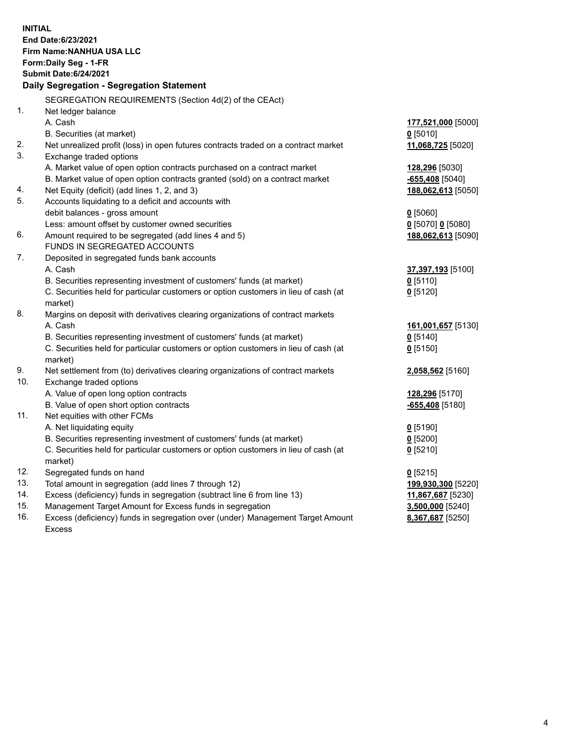**INITIAL**
**End Date:6/23/2021**
**Firm Name:NANHUA USA LLC**
**Form:Daily Seg - 1-FR**
**Submit Date:6/24/2021**

## Daily Segregation - Segregation Statement

SEGREGATION REQUIREMENTS (Section 4d(2) of the CEAct)

| | | |
|---|---|---|
| 1. | Net ledger balance | |
| | A. Cash | **177,521,000** [5000] |
| | B. Securities (at market) | **0** [5010] |
| 2. | Net unrealized profit (loss) in open futures contracts traded on a contract market | **11,068,725** [5020] |
| 3. | Exchange traded options | |
| | A. Market value of open option contracts purchased on a contract market | **128,296** [5030] |
| | B. Market value of open option contracts granted (sold) on a contract market | **-655,408** [5040] |
| 4. | Net Equity (deficit) (add lines 1, 2, and 3) | **188,062,613** [5050] |
| 5. | Accounts liquidating to a deficit and accounts with debit balances - gross amount | **0** [5060] |
| | Less: amount offset by customer owned securities | **0** [5070] **0** [5080] |
| 6. | Amount required to be segregated (add lines 4 and 5) | **188,062,613** [5090] |
| | FUNDS IN SEGREGATED ACCOUNTS | |
| 7. | Deposited in segregated funds bank accounts | |
| | A. Cash | **37,397,193** [5100] |
| | B. Securities representing investment of customers' funds (at market) | **0** [5110] |
| | C. Securities held for particular customers or option customers in lieu of cash (at market) | **0** [5120] |
| 8. | Margins on deposit with derivatives clearing organizations of contract markets | |
| | A. Cash | **161,001,657** [5130] |
| | B. Securities representing investment of customers' funds (at market) | **0** [5140] |
| | C. Securities held for particular customers or option customers in lieu of cash (at market) | **0** [5150] |
| 9. | Net settlement from (to) derivatives clearing organizations of contract markets | **2,058,562** [5160] |
| 10. | Exchange traded options | |
| | A. Value of open long option contracts | **128,296** [5170] |
| | B. Value of open short option contracts | **-655,408** [5180] |
| 11. | Net equities with other FCMs | |
| | A. Net liquidating equity | **0** [5190] |
| | B. Securities representing investment of customers' funds (at market) | **0** [5200] |
| | C. Securities held for particular customers or option customers in lieu of cash (at market) | **0** [5210] |
| 12. | Segregated funds on hand | **0** [5215] |
| 13. | Total amount in segregation (add lines 7 through 12) | **199,930,300** [5220] |
| 14. | Excess (deficiency) funds in segregation (subtract line 6 from line 13) | **11,867,687** [5230] |
| 15. | Management Target Amount for Excess funds in segregation | **3,500,000** [5240] |
| 16. | Excess (deficiency) funds in segregation over (under) Management Target Amount Excess | **8,367,687** [5250] |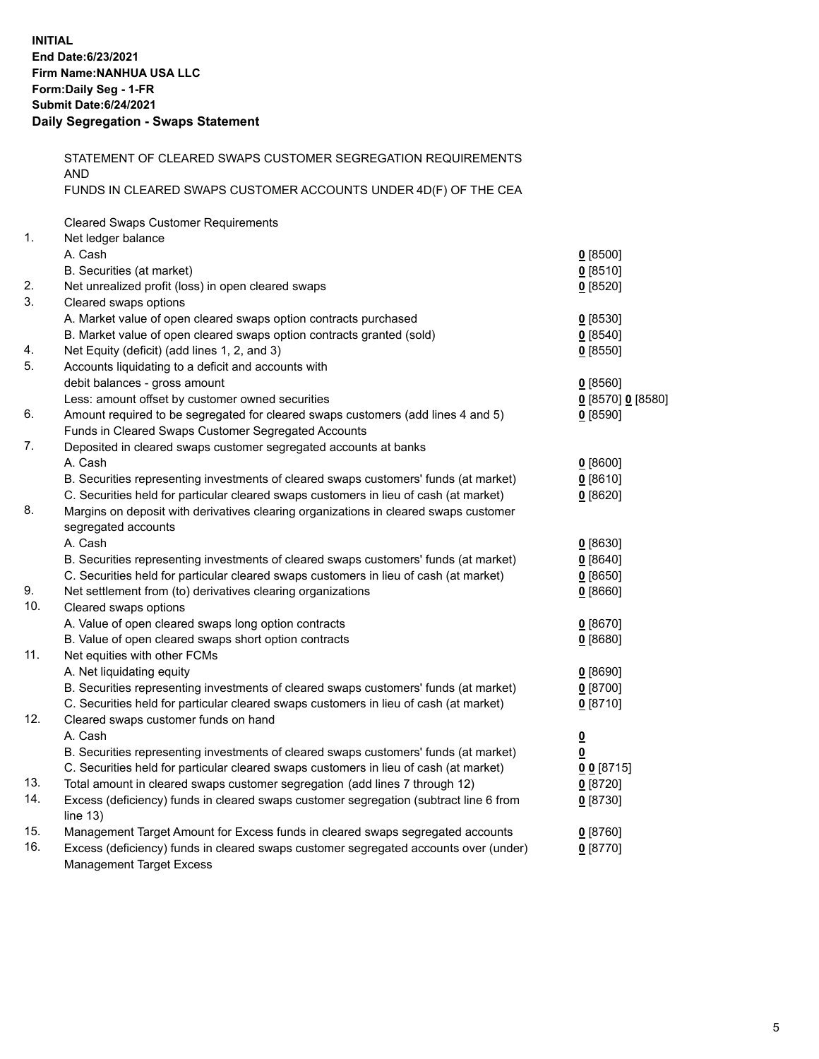**INITIAL**
**End Date:6/23/2021**
**Firm Name:NANHUA USA LLC**
**Form:Daily Seg - 1-FR**
**Submit Date:6/24/2021**
**Daily Segregation - Swaps Statement**

STATEMENT OF CLEARED SWAPS CUSTOMER SEGREGATION REQUIREMENTS AND FUNDS IN CLEARED SWAPS CUSTOMER ACCOUNTS UNDER 4D(F) OF THE CEA

| | | |
|---|---|---|
| | Cleared Swaps Customer Requirements | |
| 1. | Net ledger balance | |
| | A. Cash | 0 [8500] |
| | B. Securities (at market) | 0 [8510] |
| 2. | Net unrealized profit (loss) in open cleared swaps | 0 [8520] |
| 3. | Cleared swaps options | |
| | A. Market value of open cleared swaps option contracts purchased | 0 [8530] |
| | B. Market value of open cleared swaps option contracts granted (sold) | 0 [8540] |
| 4. | Net Equity (deficit) (add lines 1, 2, and 3) | 0 [8550] |
| 5. | Accounts liquidating to a deficit and accounts with | |
| | debit balances - gross amount | 0 [8560] |
| | Less: amount offset by customer owned securities | 0 [8570] 0 [8580] |
| 6. | Amount required to be segregated for cleared swaps customers (add lines 4 and 5) | 0 [8590] |
| | Funds in Cleared Swaps Customer Segregated Accounts | |
| 7. | Deposited in cleared swaps customer segregated accounts at banks | |
| | A. Cash | 0 [8600] |
| | B. Securities representing investments of cleared swaps customers' funds (at market) | 0 [8610] |
| | C. Securities held for particular cleared swaps customers in lieu of cash (at market) | 0 [8620] |
| 8. | Margins on deposit with derivatives clearing organizations in cleared swaps customer segregated accounts | |
| | A. Cash | 0 [8630] |
| | B. Securities representing investments of cleared swaps customers' funds (at market) | 0 [8640] |
| | C. Securities held for particular cleared swaps customers in lieu of cash (at market) | 0 [8650] |
| 9. | Net settlement from (to) derivatives clearing organizations | 0 [8660] |
| 10. | Cleared swaps options | |
| | A. Value of open cleared swaps long option contracts | 0 [8670] |
| | B. Value of open cleared swaps short option contracts | 0 [8680] |
| 11. | Net equities with other FCMs | |
| | A. Net liquidating equity | 0 [8690] |
| | B. Securities representing investments of cleared swaps customers' funds (at market) | 0 [8700] |
| | C. Securities held for particular cleared swaps customers in lieu of cash (at market) | 0 [8710] |
| 12. | Cleared swaps customer funds on hand | |
| | A. Cash | 0 |
| | B. Securities representing investments of cleared swaps customers' funds (at market) | 0 |
| | C. Securities held for particular cleared swaps customers in lieu of cash (at market) | 0 0 [8715] |
| 13. | Total amount in cleared swaps customer segregation (add lines 7 through 12) | 0 [8720] |
| 14. | Excess (deficiency) funds in cleared swaps customer segregation (subtract line 6 from line 13) | 0 [8730] |
| 15. | Management Target Amount for Excess funds in cleared swaps segregated accounts | 0 [8760] |
| 16. | Excess (deficiency) funds in cleared swaps customer segregated accounts over (under) Management Target Excess | 0 [8770] |